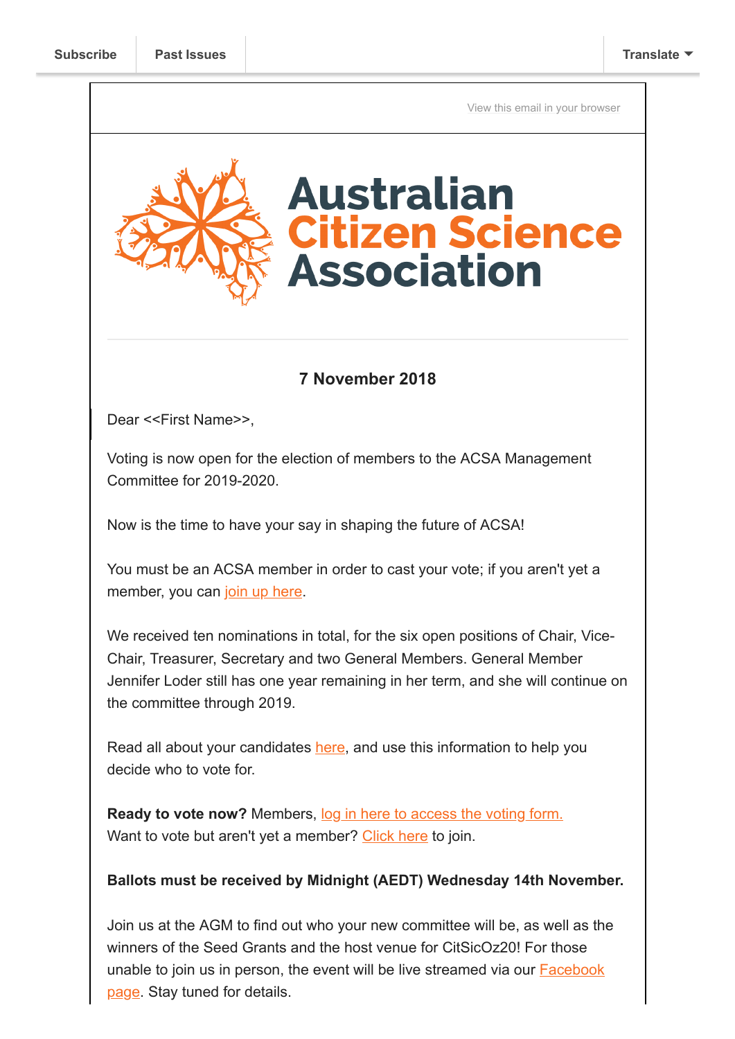Subscribe | Past Issues | Translate

View this email in your browser

# Australian Citizen Science Association

**7 November 2018**

Dear <<First Name>>,

Voting is now open for the election of members to the ACSA Management Committee for 2019-2020.

Now is the time to have your say in shaping the future of ACSA!

You must be an ACSA member in order to cast your vote; if you aren't yet a member, you can join up here.

We received ten nominations in total, for the six open positions of Chair, Vice-Chair, Treasurer, Secretary and two General Members. General Member Jennifer Loder still has one year remaining in her term, and she will continue on the committee through 2019.

Read all about your candidates here, and use this information to help you decide who to vote for.

**Ready to vote now?** Members, log in here to access the voting form.
Want to vote but aren't yet a member? Click here to join.

**Ballots must be received by Midnight (AEDT) Wednesday 14th November.**

Join us at the AGM to find out who your new committee will be, as well as the winners of the Seed Grants and the host venue for CitSicOz20! For those unable to join us in person, the event will be live streamed via our Facebook page. Stay tuned for details.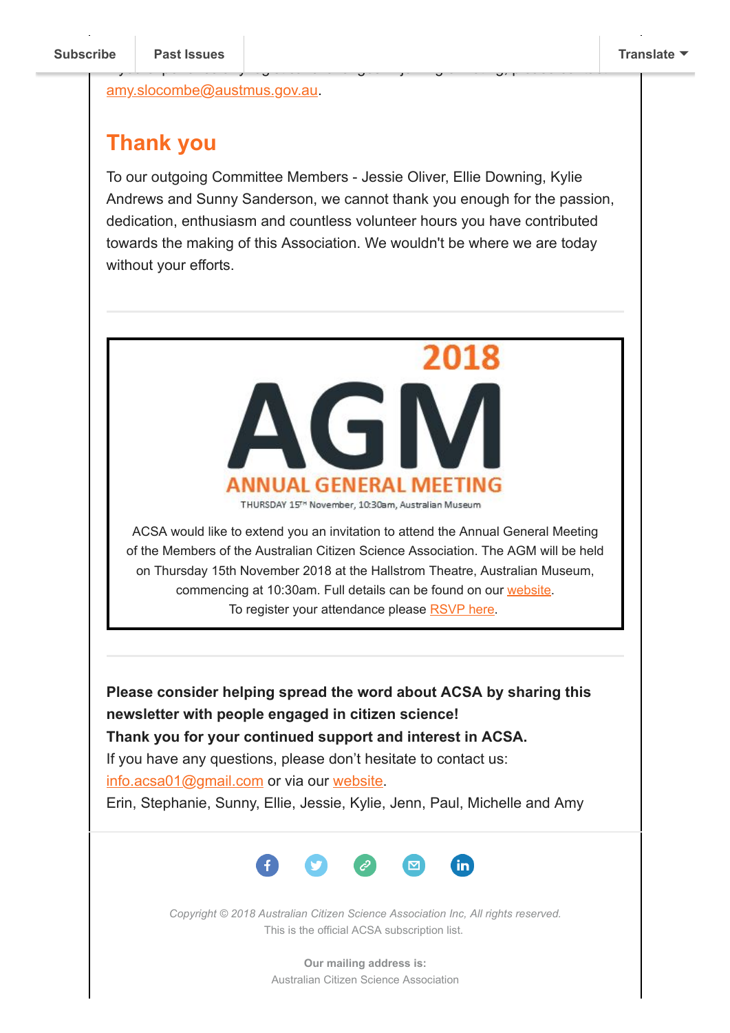amy.slocombe@austmus.gov.au.

## Thank you

To our outgoing Committee Members - Jessie Oliver, Ellie Downing, Kylie Andrews and Sunny Sanderson, we cannot thank you enough for the passion, dedication, enthusiasm and countless volunteer hours you have contributed towards the making of this Association. We wouldn't be where we are today without your efforts.

---

**2018**

**AGM**

**ANNUAL GENERAL MEETING**

THURSDAY 15TH November, 10:30am, Australian Museum

ACSA would like to extend you an invitation to attend the Annual General Meeting of the Members of the Australian Citizen Science Association. The AGM will be held on Thursday 15th November 2018 at the Hallstrom Theatre, Australian Museum, commencing at 10:30am. Full details can be found on our website.
To register your attendance please RSVP here.

---

**Please consider helping spread the word about ACSA by sharing this newsletter with people engaged in citizen science!**
**Thank you for your continued support and interest in ACSA.**
If you have any questions, please don't hesitate to contact us: info.acsa01@gmail.com or via our website.
Erin, Stephanie, Sunny, Ellie, Jessie, Kylie, Jenn, Paul, Michelle and Amy

*Copyright © 2018 Australian Citizen Science Association Inc, All rights reserved.*
This is the official ACSA subscription list.

**Our mailing address is:**
Australian Citizen Science Association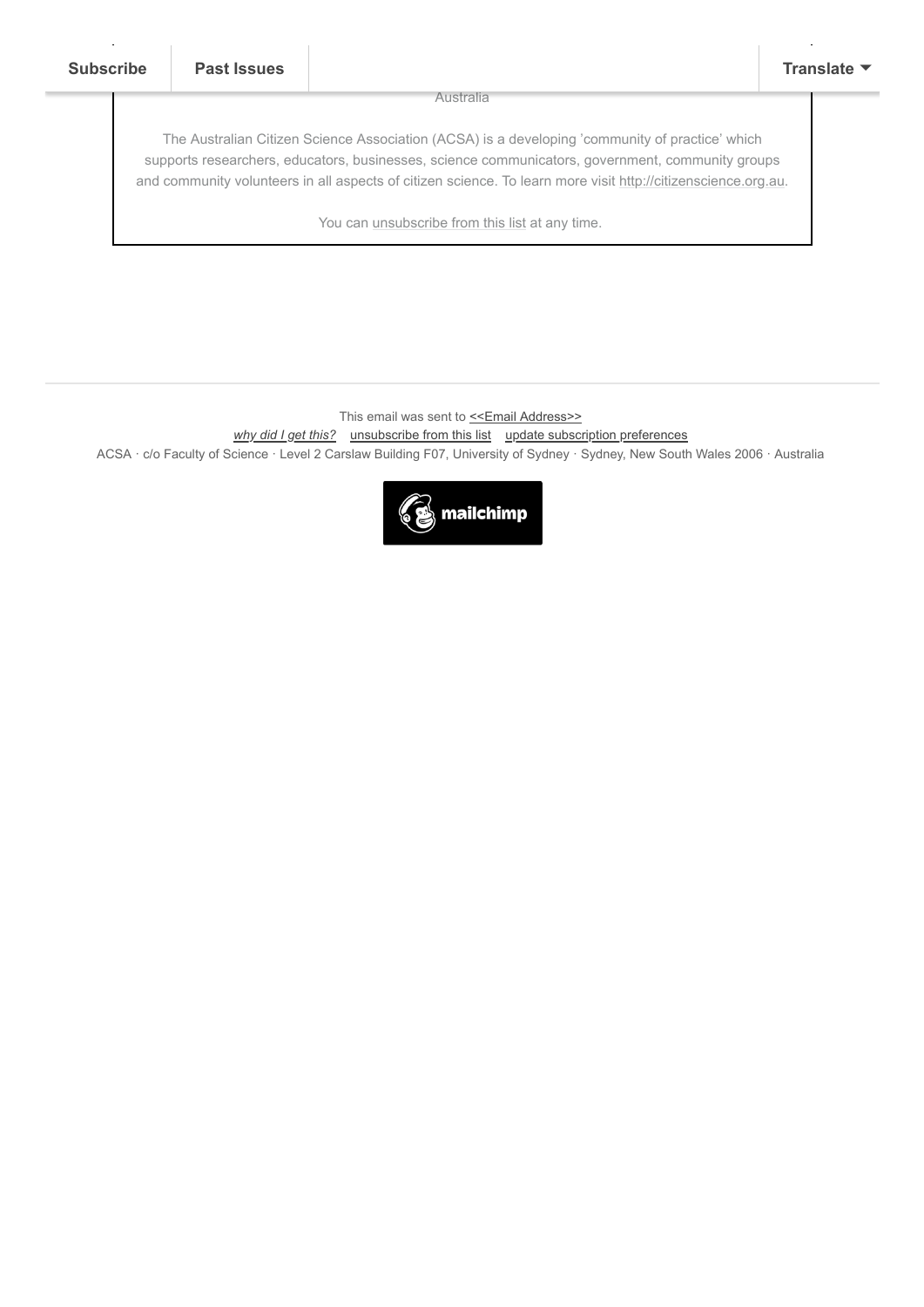Australia

The Australian Citizen Science Association (ACSA) is a developing 'community of practice' which supports researchers, educators, businesses, science communicators, government, community groups and community volunteers in all aspects of citizen science. To learn more visit http://citizenscience.org.au.

You can unsubscribe from this list at any time.

This email was sent to <<Email Address>>

*why did I get this?* unsubscribe from this list update subscription preferences

ACSA · c/o Faculty of Science · Level 2 Carslaw Building F07, University of Sydney · Sydney, New South Wales 2006 · Australia